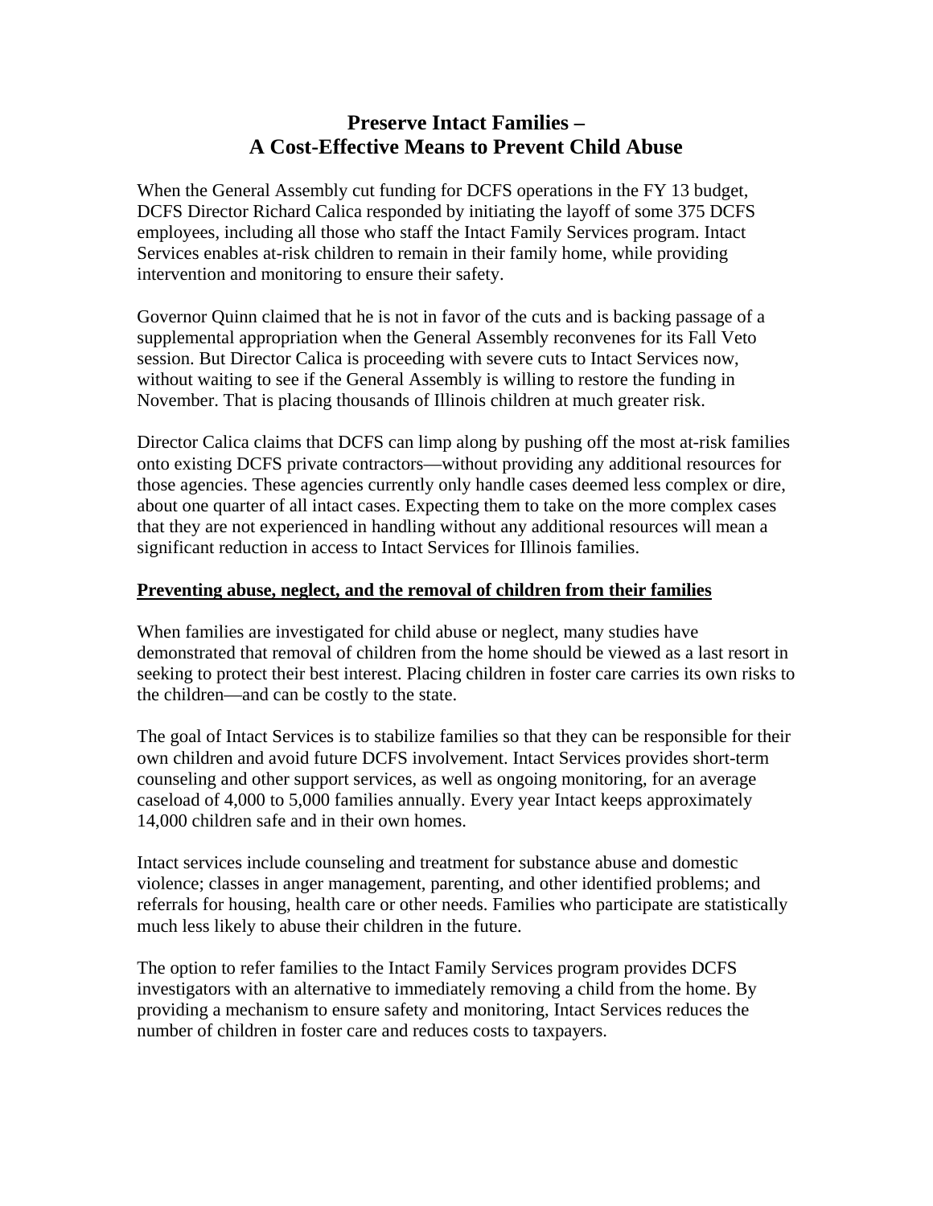# Preserve Intact Families –
# A Cost-Effective Means to Prevent Child Abuse

When the General Assembly cut funding for DCFS operations in the FY 13 budget, DCFS Director Richard Calica responded by initiating the layoff of some 375 DCFS employees, including all those who staff the Intact Family Services program. Intact Services enables at-risk children to remain in their family home, while providing intervention and monitoring to ensure their safety.

Governor Quinn claimed that he is not in favor of the cuts and is backing passage of a supplemental appropriation when the General Assembly reconvenes for its Fall Veto session. But Director Calica is proceeding with severe cuts to Intact Services now, without waiting to see if the General Assembly is willing to restore the funding in November. That is placing thousands of Illinois children at much greater risk.

Director Calica claims that DCFS can limp along by pushing off the most at-risk families onto existing DCFS private contractors—without providing any additional resources for those agencies. These agencies currently only handle cases deemed less complex or dire, about one quarter of all intact cases. Expecting them to take on the more complex cases that they are not experienced in handling without any additional resources will mean a significant reduction in access to Intact Services for Illinois families.

## Preventing abuse, neglect, and the removal of children from their families

When families are investigated for child abuse or neglect, many studies have demonstrated that removal of children from the home should be viewed as a last resort in seeking to protect their best interest. Placing children in foster care carries its own risks to the children—and can be costly to the state.

The goal of Intact Services is to stabilize families so that they can be responsible for their own children and avoid future DCFS involvement. Intact Services provides short-term counseling and other support services, as well as ongoing monitoring, for an average caseload of 4,000 to 5,000 families annually. Every year Intact keeps approximately 14,000 children safe and in their own homes.

Intact services include counseling and treatment for substance abuse and domestic violence; classes in anger management, parenting, and other identified problems; and referrals for housing, health care or other needs. Families who participate are statistically much less likely to abuse their children in the future.

The option to refer families to the Intact Family Services program provides DCFS investigators with an alternative to immediately removing a child from the home. By providing a mechanism to ensure safety and monitoring, Intact Services reduces the number of children in foster care and reduces costs to taxpayers.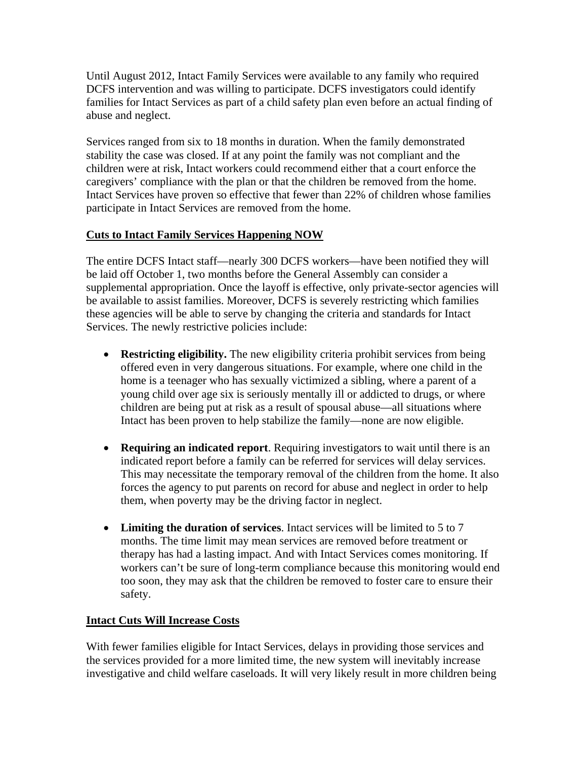Until August 2012, Intact Family Services were available to any family who required DCFS intervention and was willing to participate. DCFS investigators could identify families for Intact Services as part of a child safety plan even before an actual finding of abuse and neglect.

Services ranged from six to 18 months in duration. When the family demonstrated stability the case was closed. If at any point the family was not compliant and the children were at risk, Intact workers could recommend either that a court enforce the caregivers' compliance with the plan or that the children be removed from the home. Intact Services have proven so effective that fewer than 22% of children whose families participate in Intact Services are removed from the home.

## Cuts to Intact Family Services Happening NOW

The entire DCFS Intact staff—nearly 300 DCFS workers—have been notified they will be laid off October 1, two months before the General Assembly can consider a supplemental appropriation. Once the layoff is effective, only private-sector agencies will be available to assist families. Moreover, DCFS is severely restricting which families these agencies will be able to serve by changing the criteria and standards for Intact Services. The newly restrictive policies include:

- **Restricting eligibility.** The new eligibility criteria prohibit services from being offered even in very dangerous situations. For example, where one child in the home is a teenager who has sexually victimized a sibling, where a parent of a young child over age six is seriously mentally ill or addicted to drugs, or where children are being put at risk as a result of spousal abuse—all situations where Intact has been proven to help stabilize the family—none are now eligible.

- **Requiring an indicated report**. Requiring investigators to wait until there is an indicated report before a family can be referred for services will delay services. This may necessitate the temporary removal of the children from the home. It also forces the agency to put parents on record for abuse and neglect in order to help them, when poverty may be the driving factor in neglect.

- **Limiting the duration of services**. Intact services will be limited to 5 to 7 months. The time limit may mean services are removed before treatment or therapy has had a lasting impact. And with Intact Services comes monitoring. If workers can't be sure of long-term compliance because this monitoring would end too soon, they may ask that the children be removed to foster care to ensure their safety.

## Intact Cuts Will Increase Costs

With fewer families eligible for Intact Services, delays in providing those services and the services provided for a more limited time, the new system will inevitably increase investigative and child welfare caseloads. It will very likely result in more children being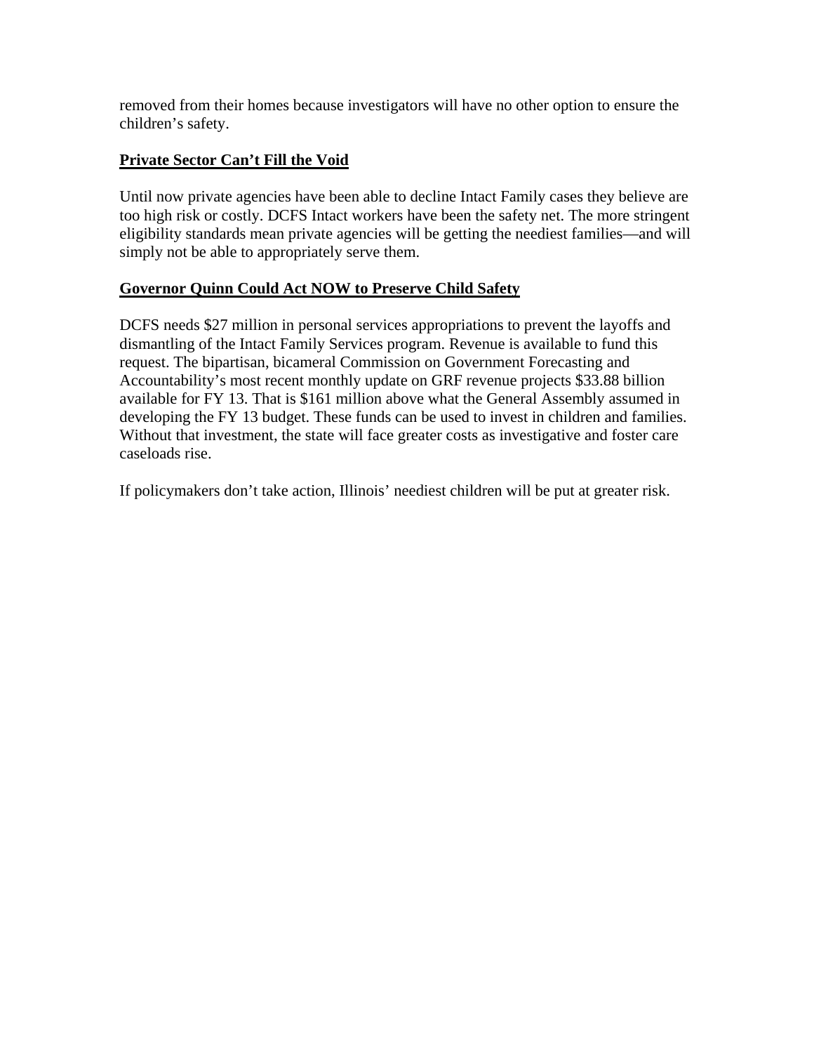removed from their homes because investigators will have no other option to ensure the children's safety.

**Private Sector Can't Fill the Void**

Until now private agencies have been able to decline Intact Family cases they believe are too high risk or costly. DCFS Intact workers have been the safety net. The more stringent eligibility standards mean private agencies will be getting the neediest families—and will simply not be able to appropriately serve them.

**Governor Quinn Could Act NOW to Preserve Child Safety**

DCFS needs $27 million in personal services appropriations to prevent the layoffs and dismantling of the Intact Family Services program. Revenue is available to fund this request. The bipartisan, bicameral Commission on Government Forecasting and Accountability's most recent monthly update on GRF revenue projects $33.88 billion available for FY 13. That is $161 million above what the General Assembly assumed in developing the FY 13 budget. These funds can be used to invest in children and families. Without that investment, the state will face greater costs as investigative and foster care caseloads rise.

If policymakers don't take action, Illinois' neediest children will be put at greater risk.